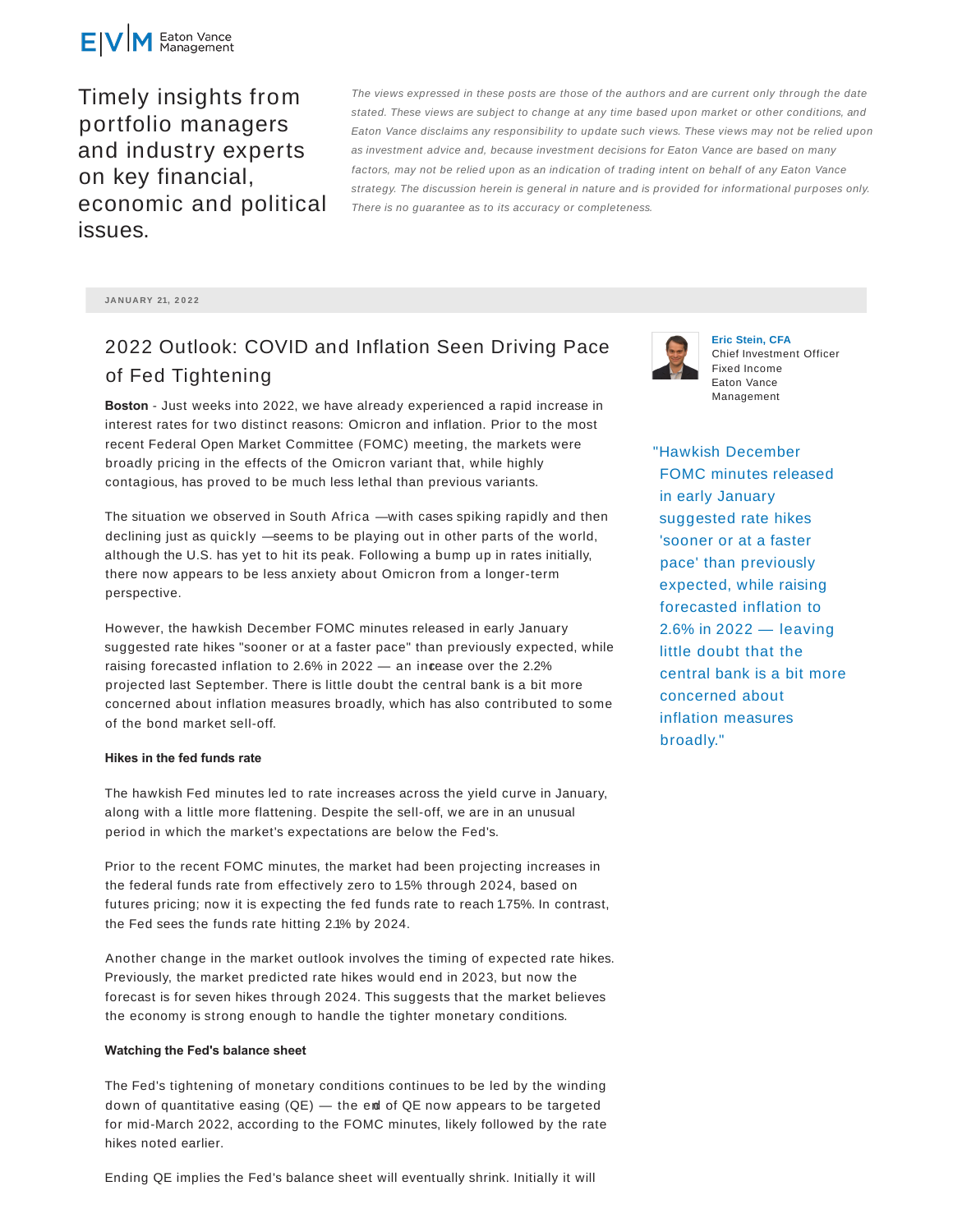Eaton Vance Management

Timely insights from portfolio managers and industry experts on key financial, economic and political issues.

*The views expressed in these posts are those of the authors and are current only through the date stated. These views are subject to change at any time based upon market or other conditions, and Eaton Vance disclaims any responsibility to update such views. These views may not be relied upon as investment advice and, because investment decisions for Eaton Vance are based on many factors, may not be relied upon as an indication of trading intent on behalf of any Eaton Vance strategy. The discussion herein is general in nature and is provided for informational purposes only. There is no guarantee as to its accuracy or completeness.*

JANUARY 21, 2022

# 2022 Outlook: COVID and Inflation Seen Driving Pace of Fed Tightening

**Eric Stein, CFA**
Chief Investment Officer
Fixed Income
Eaton Vance Management

**Boston** - Just weeks into 2022, we have already experienced a rapid increase in interest rates for two distinct reasons: Omicron and inflation. Prior to the most recent Federal Open Market Committee (FOMC) meeting, the markets were broadly pricing in the effects of the Omicron variant that, while highly contagious, has proved to be much less lethal than previous variants.

The situation we observed in South Africa —with cases spiking rapidly and then declining just as quickly —seems to be playing out in other parts of the world, although the U.S. has yet to hit its peak. Following a bump up in rates initially, there now appears to be less anxiety about Omicron from a longer-term perspective.

However, the hawkish December FOMC minutes released in early January suggested rate hikes "sooner or at a faster pace" than previously expected, while raising forecasted inflation to 2.6% in 2022 — an increase over the 2.2% projected last September. There is little doubt the central bank is a bit more concerned about inflation measures broadly, which has also contributed to some of the bond market sell-off.

"Hawkish December FOMC minutes released in early January suggested rate hikes 'sooner or at a faster pace' than previously expected, while raising forecasted inflation to 2.6% in 2022 — leaving little doubt that the central bank is a bit more concerned about inflation measures broadly."

**Hikes in the fed funds rate**

The hawkish Fed minutes led to rate increases across the yield curve in January, along with a little more flattening. Despite the sell-off, we are in an unusual period in which the market's expectations are below the Fed's.

Prior to the recent FOMC minutes, the market had been projecting increases in the federal funds rate from effectively zero to 1.5% through 2024, based on futures pricing; now it is expecting the fed funds rate to reach 1.75%. In contrast, the Fed sees the funds rate hitting 2.1% by 2024.

Another change in the market outlook involves the timing of expected rate hikes. Previously, the market predicted rate hikes would end in 2023, but now the forecast is for seven hikes through 2024. This suggests that the market believes the economy is strong enough to handle the tighter monetary conditions.

**Watching the Fed's balance sheet**

The Fed's tightening of monetary conditions continues to be led by the winding down of quantitative easing (QE) — the end of QE now appears to be targeted for mid-March 2022, according to the FOMC minutes, likely followed by the rate hikes noted earlier.

Ending QE implies the Fed's balance sheet will eventually shrink. Initially it will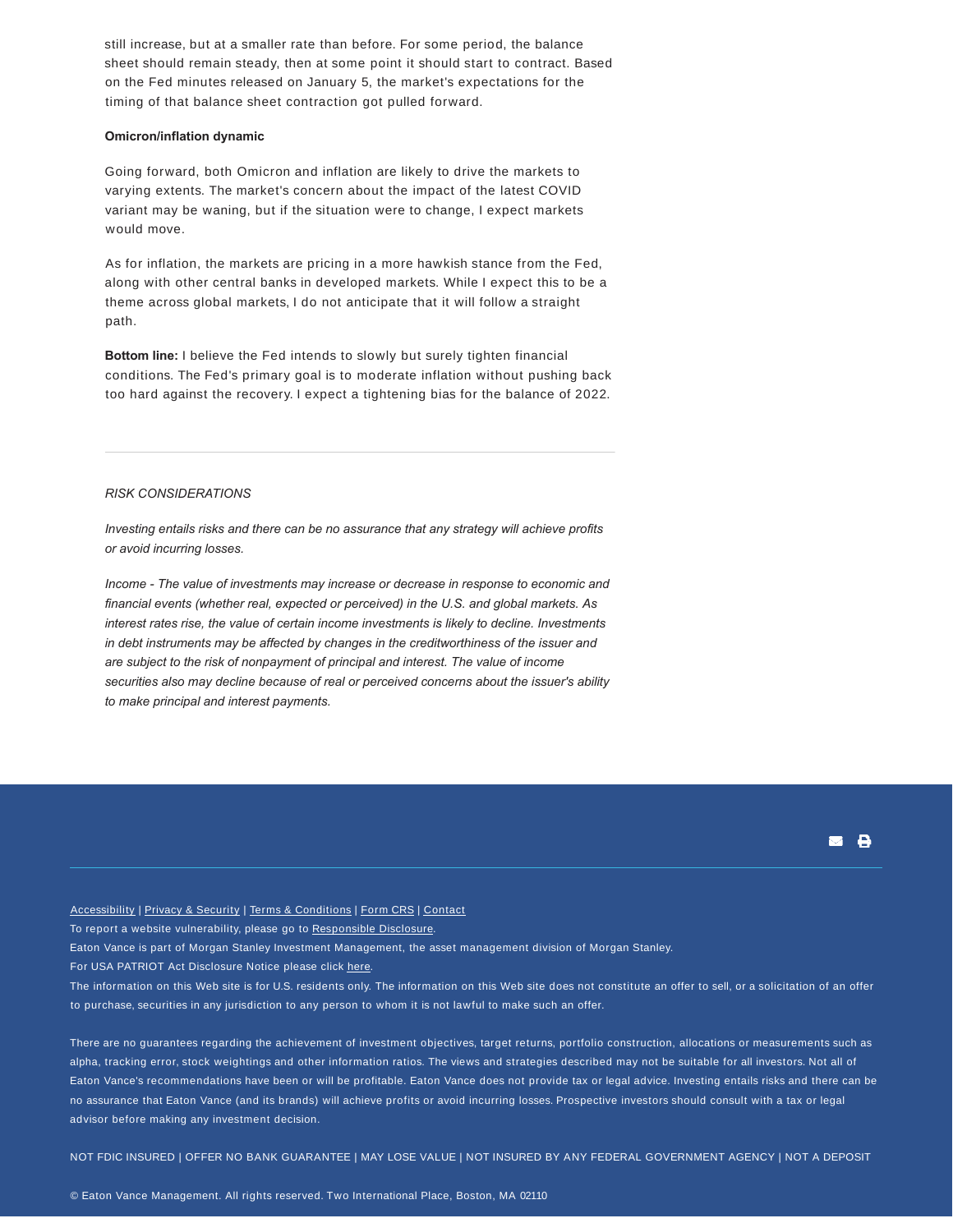still increase, but at a smaller rate than before. For some period, the balance sheet should remain steady, then at some point it should start to contract. Based on the Fed minutes released on January 5, the market's expectations for the timing of that balance sheet contraction got pulled forward.

**Omicron/inflation dynamic**

Going forward, both Omicron and inflation are likely to drive the markets to varying extents. The market's concern about the impact of the latest COVID variant may be waning, but if the situation were to change, I expect markets would move.

As for inflation, the markets are pricing in a more hawkish stance from the Fed, along with other central banks in developed markets. While I expect this to be a theme across global markets, I do not anticipate that it will follow a straight path.

**Bottom line:** I believe the Fed intends to slowly but surely tighten financial conditions. The Fed's primary goal is to moderate inflation without pushing back too hard against the recovery. I expect a tightening bias for the balance of 2022.

---

*RISK CONSIDERATIONS*

*Investing entails risks and there can be no assurance that any strategy will achieve profits or avoid incurring losses.*

*Income - The value of investments may increase or decrease in response to economic and financial events (whether real, expected or perceived) in the U.S. and global markets. As interest rates rise, the value of certain income investments is likely to decline. Investments in debt instruments may be affected by changes in the creditworthiness of the issuer and are subject to the risk of nonpayment of principal and interest. The value of income securities also may decline because of real or perceived concerns about the issuer's ability to make principal and interest payments.*

---

Accessibility | Privacy & Security | Terms & Conditions | Form CRS | Contact

To report a website vulnerability, please go to Responsible Disclosure.

Eaton Vance is part of Morgan Stanley Investment Management, the asset management division of Morgan Stanley.

For USA PATRIOT Act Disclosure Notice please click here.

The information on this Web site is for U.S. residents only. The information on this Web site does not constitute an offer to sell, or a solicitation of an offer to purchase, securities in any jurisdiction to any person to whom it is not lawful to make such an offer.

There are no guarantees regarding the achievement of investment objectives, target returns, portfolio construction, allocations or measurements such as alpha, tracking error, stock weightings and other information ratios. The views and strategies described may not be suitable for all investors. Not all of Eaton Vance's recommendations have been or will be profitable. Eaton Vance does not provide tax or legal advice. Investing entails risks and there can be no assurance that Eaton Vance (and its brands) will achieve profits or avoid incurring losses. Prospective investors should consult with a tax or legal advisor before making any investment decision.

NOT FDIC INSURED | OFFER NO BANK GUARANTEE | MAY LOSE VALUE | NOT INSURED BY ANY FEDERAL GOVERNMENT AGENCY | NOT A DEPOSIT

© Eaton Vance Management. All rights reserved. Two International Place, Boston, MA 02110